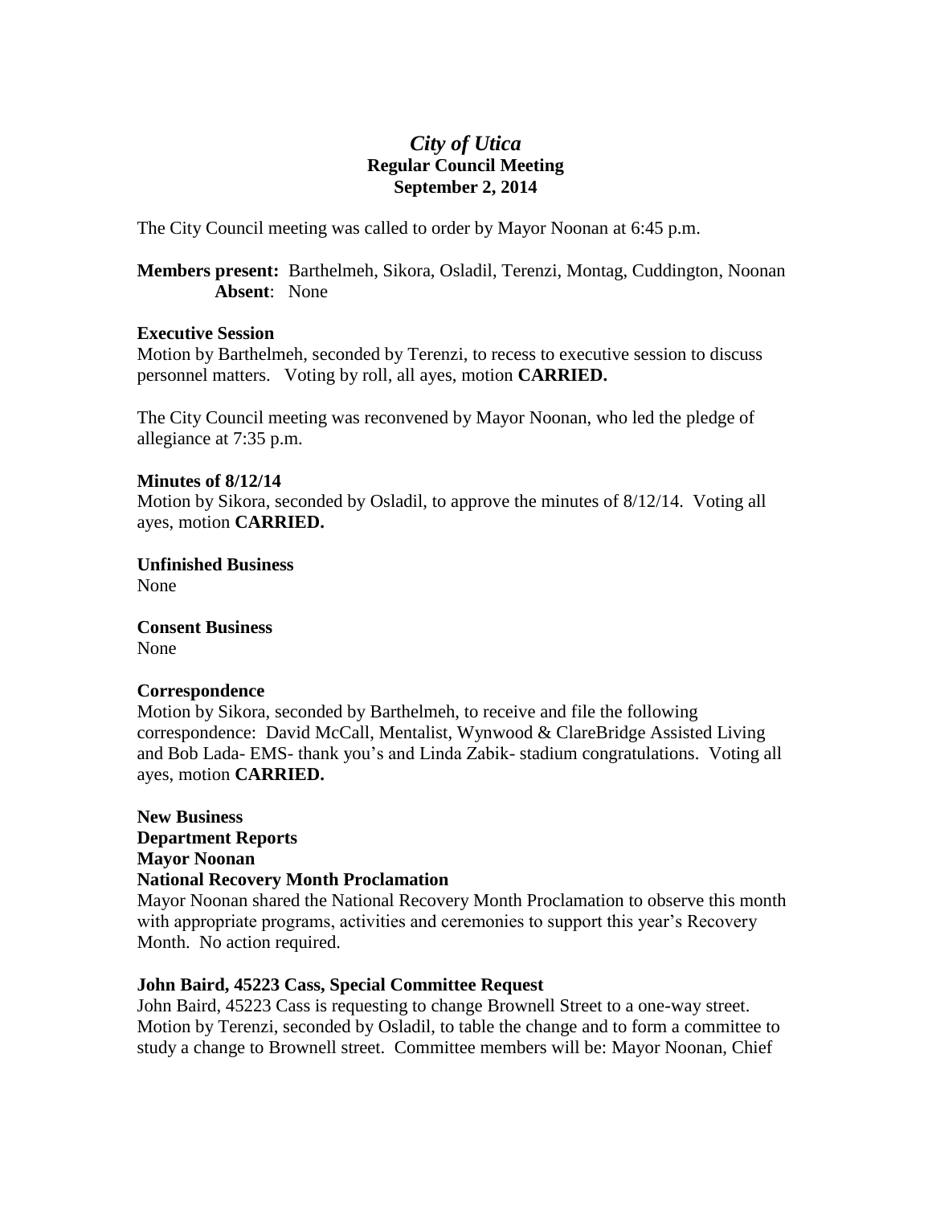# *City of Utica*
## Regular Council Meeting
## September 2, 2014

The City Council meeting was called to order by Mayor Noonan at 6:45 p.m.

**Members present:** Barthelmeh, Sikora, Osladil, Terenzi, Montag, Cuddington, Noonan
**Absent**: None

**Executive Session**
Motion by Barthelmeh, seconded by Terenzi, to recess to executive session to discuss personnel matters. Voting by roll, all ayes, motion **CARRIED.**

The City Council meeting was reconvened by Mayor Noonan, who led the pledge of allegiance at 7:35 p.m.

**Minutes of 8/12/14**
Motion by Sikora, seconded by Osladil, to approve the minutes of 8/12/14. Voting all ayes, motion **CARRIED.**

**Unfinished Business**
None

**Consent Business**
None

**Correspondence**
Motion by Sikora, seconded by Barthelmeh, to receive and file the following correspondence: David McCall, Mentalist, Wynwood & ClareBridge Assisted Living and Bob Lada- EMS- thank you's and Linda Zabik- stadium congratulations. Voting all ayes, motion **CARRIED.**

**New Business**
**Department Reports**
**Mayor Noonan**
**National Recovery Month Proclamation**
Mayor Noonan shared the National Recovery Month Proclamation to observe this month with appropriate programs, activities and ceremonies to support this year's Recovery Month. No action required.

**John Baird, 45223 Cass, Special Committee Request**
John Baird, 45223 Cass is requesting to change Brownell Street to a one-way street. Motion by Terenzi, seconded by Osladil, to table the change and to form a committee to study a change to Brownell street. Committee members will be: Mayor Noonan, Chief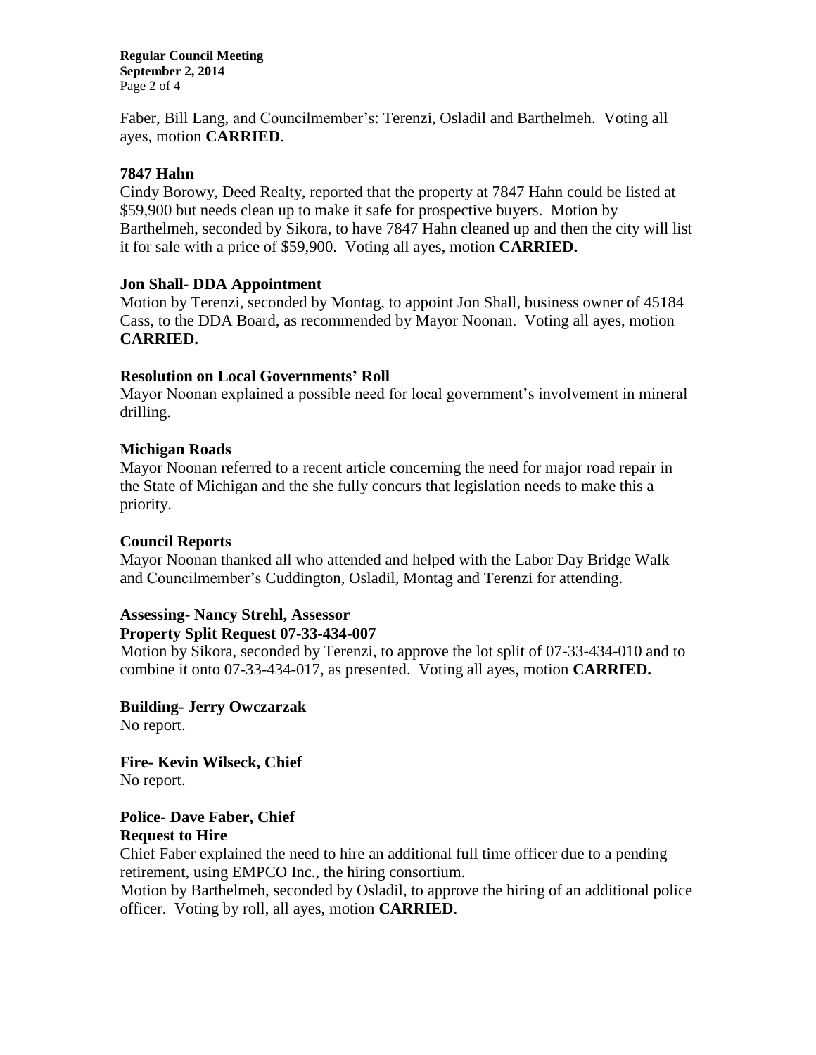Faber, Bill Lang, and Councilmember's: Terenzi, Osladil and Barthelmeh. Voting all ayes, motion **CARRIED**.

### 7847 Hahn

Cindy Borowy, Deed Realty, reported that the property at 7847 Hahn could be listed at $59,900 but needs clean up to make it safe for prospective buyers. Motion by Barthelmeh, seconded by Sikora, to have 7847 Hahn cleaned up and then the city will list it for sale with a price of $59,900. Voting all ayes, motion **CARRIED.**

### Jon Shall- DDA Appointment

Motion by Terenzi, seconded by Montag, to appoint Jon Shall, business owner of 45184 Cass, to the DDA Board, as recommended by Mayor Noonan. Voting all ayes, motion **CARRIED.**

### Resolution on Local Governments' Roll

Mayor Noonan explained a possible need for local government's involvement in mineral drilling.

### Michigan Roads

Mayor Noonan referred to a recent article concerning the need for major road repair in the State of Michigan and the she fully concurs that legislation needs to make this a priority.

### Council Reports

Mayor Noonan thanked all who attended and helped with the Labor Day Bridge Walk and Councilmember's Cuddington, Osladil, Montag and Terenzi for attending.

### Assessing- Nancy Strehl, Assessor
### Property Split Request 07-33-434-007

Motion by Sikora, seconded by Terenzi, to approve the lot split of 07-33-434-010 and to combine it onto 07-33-434-017, as presented. Voting all ayes, motion **CARRIED.**

### Building- Jerry Owczarzak

No report.

### Fire- Kevin Wilseck, Chief

No report.

### Police- Dave Faber, Chief
### Request to Hire

Chief Faber explained the need to hire an additional full time officer due to a pending retirement, using EMPCO Inc., the hiring consortium.

Motion by Barthelmeh, seconded by Osladil, to approve the hiring of an additional police officer. Voting by roll, all ayes, motion **CARRIED**.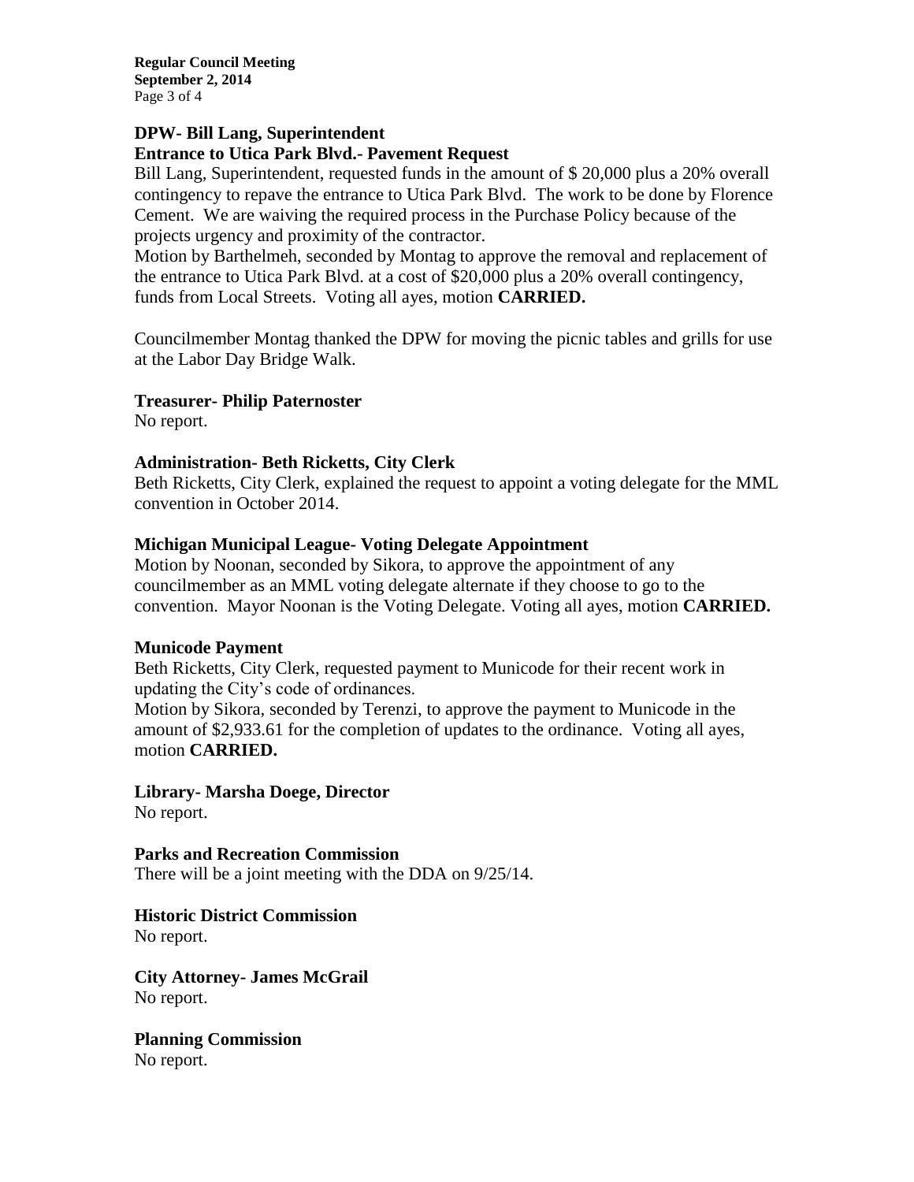**DPW- Bill Lang, Superintendent**
**Entrance to Utica Park Blvd.- Pavement Request**

Bill Lang, Superintendent, requested funds in the amount of $ 20,000 plus a 20% overall contingency to repave the entrance to Utica Park Blvd. The work to be done by Florence Cement. We are waiving the required process in the Purchase Policy because of the projects urgency and proximity of the contractor.

Motion by Barthelmeh, seconded by Montag to approve the removal and replacement of the entrance to Utica Park Blvd. at a cost of $20,000 plus a 20% overall contingency, funds from Local Streets. Voting all ayes, motion **CARRIED.**

Councilmember Montag thanked the DPW for moving the picnic tables and grills for use at the Labor Day Bridge Walk.

**Treasurer- Philip Paternoster**

No report.

**Administration- Beth Ricketts, City Clerk**

Beth Ricketts, City Clerk, explained the request to appoint a voting delegate for the MML convention in October 2014.

**Michigan Municipal League- Voting Delegate Appointment**

Motion by Noonan, seconded by Sikora, to approve the appointment of any councilmember as an MML voting delegate alternate if they choose to go to the convention. Mayor Noonan is the Voting Delegate. Voting all ayes, motion **CARRIED.**

**Municode Payment**

Beth Ricketts, City Clerk, requested payment to Municode for their recent work in updating the City's code of ordinances.

Motion by Sikora, seconded by Terenzi, to approve the payment to Municode in the amount of $2,933.61 for the completion of updates to the ordinance. Voting all ayes, motion **CARRIED.**

**Library- Marsha Doege, Director**

No report.

**Parks and Recreation Commission**

There will be a joint meeting with the DDA on 9/25/14.

**Historic District Commission**

No report.

**City Attorney- James McGrail**

No report.

**Planning Commission**

No report.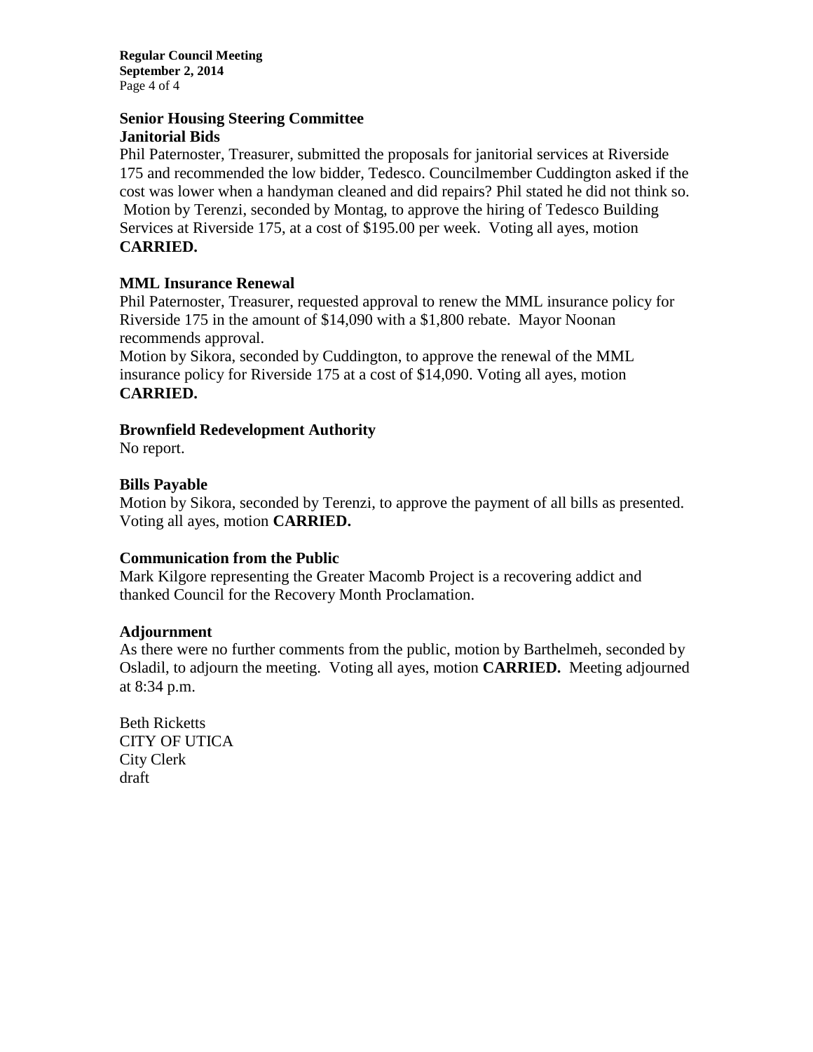## Senior Housing Steering Committee

### Janitorial Bids

Phil Paternoster, Treasurer, submitted the proposals for janitorial services at Riverside 175 and recommended the low bidder, Tedesco. Councilmember Cuddington asked if the cost was lower when a handyman cleaned and did repairs? Phil stated he did not think so. Motion by Terenzi, seconded by Montag, to approve the hiring of Tedesco Building Services at Riverside 175, at a cost of $195.00 per week. Voting all ayes, motion **CARRIED.**

### MML Insurance Renewal

Phil Paternoster, Treasurer, requested approval to renew the MML insurance policy for Riverside 175 in the amount of $14,090 with a $1,800 rebate. Mayor Noonan recommends approval.

Motion by Sikora, seconded by Cuddington, to approve the renewal of the MML insurance policy for Riverside 175 at a cost of $14,090. Voting all ayes, motion **CARRIED.**

## Brownfield Redevelopment Authority

No report.

## Bills Payable

Motion by Sikora, seconded by Terenzi, to approve the payment of all bills as presented. Voting all ayes, motion **CARRIED.**

## Communication from the Public

Mark Kilgore representing the Greater Macomb Project is a recovering addict and thanked Council for the Recovery Month Proclamation.

## Adjournment

As there were no further comments from the public, motion by Barthelmeh, seconded by Osladil, to adjourn the meeting. Voting all ayes, motion **CARRIED.** Meeting adjourned at 8:34 p.m.

Beth Ricketts
CITY OF UTICA
City Clerk
draft